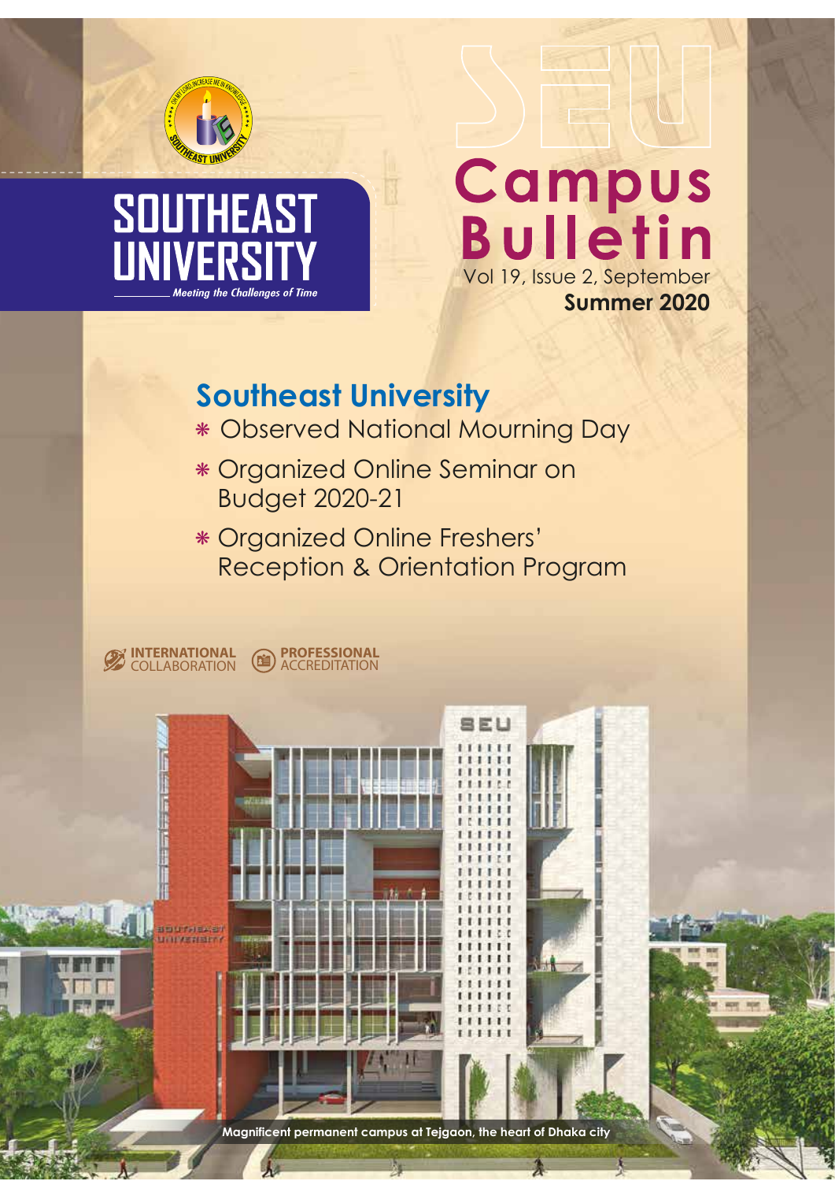SOUTHEAST UNIVERSITY

*Meeting the Challenges of Time*

# SEU Campus Bulletin

Vol 19, Issue 2, September

**Summer 2020**

## Southeast University

* Observed National Mourning Day
* Organized Online Seminar on Budget 2020-21
* Organized Online Freshers' Reception & Orientation Program

**INTERNATIONAL** COLLABORATION **PROFESSIONAL** ACCREDITATION

**Magnificent permanent campus at Tejgaon, the heart of Dhaka city**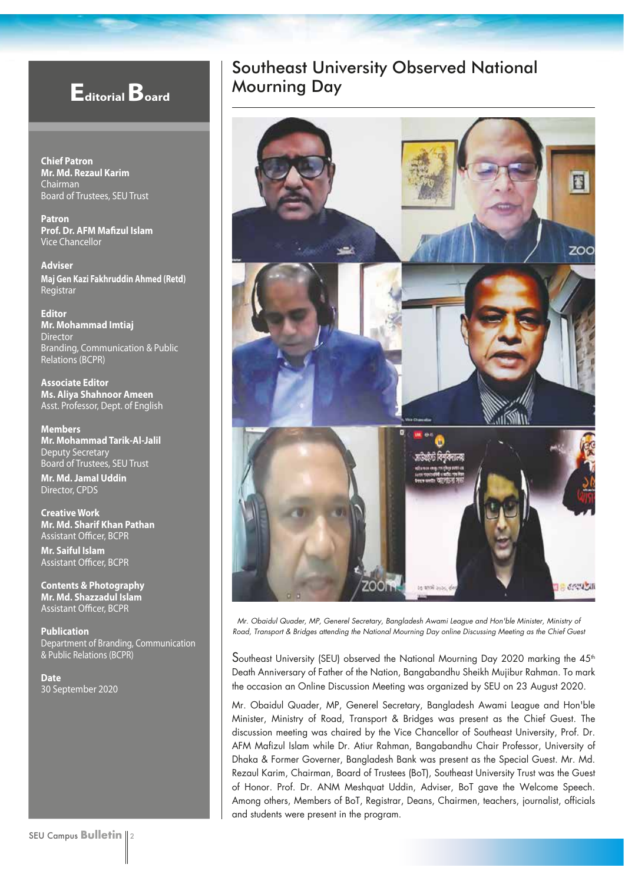## Editorial Board

**Chief Patron**
**Mr. Md. Rezaul Karim**
Chairman
Board of Trustees, SEU Trust

**Patron**
**Prof. Dr. AFM Mafizul Islam**
Vice Chancellor

**Adviser**
**Maj Gen Kazi Fakhruddin Ahmed (Retd)**
Registrar

**Editor**
**Mr. Mohammad Imtiaj**
Director
Branding, Communication & Public Relations (BCPR)

**Associate Editor**
**Ms. Aliya Shahnoor Ameen**
Asst. Professor, Dept. of English

**Members**
**Mr. Mohammad Tarik-Al-Jalil**
Deputy Secretary
Board of Trustees, SEU Trust

**Mr. Md. Jamal Uddin**
Director, CPDS

**Creative Work**
**Mr. Md. Sharif Khan Pathan**
Assistant Officer, BCPR

**Mr. Saiful Islam**
Assistant Officer, BCPR

**Contents & Photography**
**Mr. Md. Shazzadul Islam**
Assistant Officer, BCPR

**Publication**
Department of Branding, Communication & Public Relations (BCPR)

**Date**
30 September 2020

# Southeast University Observed National Mourning Day

*Mr. Obaidul Quader, MP, Generel Secretary, Bangladesh Awami League and Hon'ble Minister, Ministry of Road, Transport & Bridges attending the National Mourning Day online Discussing Meeting as the Chief Guest*

Southeast University (SEU) observed the National Mourning Day 2020 marking the 45th Death Anniversary of Father of the Nation, Bangabandhu Sheikh Mujibur Rahman. To mark the occasion an Online Discussion Meeting was organized by SEU on 23 August 2020.

Mr. Obaidul Quader, MP, Generel Secretary, Bangladesh Awami League and Hon'ble Minister, Ministry of Road, Transport & Bridges was present as the Chief Guest. The discussion meeting was chaired by the Vice Chancellor of Southeast University, Prof. Dr. AFM Mafizul Islam while Dr. Atiur Rahman, Bangabandhu Chair Professor, University of Dhaka & Former Governer, Bangladesh Bank was present as the Special Guest. Mr. Md. Rezaul Karim, Chairman, Board of Trustees (BoT), Southeast University Trust was the Guest of Honor. Prof. Dr. ANM Meshquat Uddin, Adviser, BoT gave the Welcome Speech. Among others, Members of BoT, Registrar, Deans, Chairmen, teachers, journalist, officials and students were present in the program.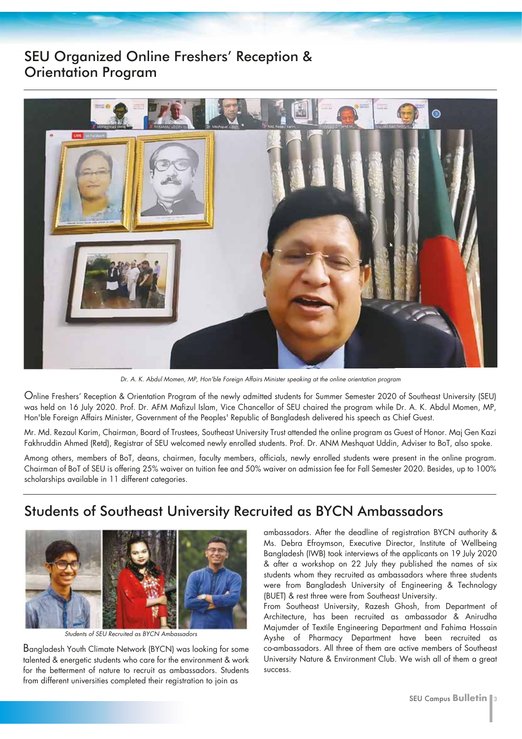## SEU Organized Online Freshers' Reception & Orientation Program

*Dr. A. K. Abdul Momen, MP, Hon'ble Foreign Affairs Minister speaking at the online orientation program*

Online Freshers' Reception & Orientation Program of the newly admitted students for Summer Semester 2020 of Southeast University (SEU) was held on 16 July 2020. Prof. Dr. AFM Mafizul Islam, Vice Chancellor of SEU chaired the program while Dr. A. K. Abdul Momen, MP, Hon'ble Foreign Affairs Minister, Government of the Peoples' Republic of Bangladesh delivered his speech as Chief Guest.

Mr. Md. Rezaul Karim, Chairman, Board of Trustees, Southeast University Trust attended the online program as Guest of Honor. Maj Gen Kazi Fakhruddin Ahmed (Retd), Registrar of SEU welcomed newly enrolled students. Prof. Dr. ANM Meshquat Uddin, Adviser to BoT, also spoke.

Among others, members of BoT, deans, chairmen, faculty members, officials, newly enrolled students were present in the online program. Chairman of BoT of SEU is offering 25% waiver on tuition fee and 50% waiver on admission fee for Fall Semester 2020. Besides, up to 100% scholarships available in 11 different categories.

## Students of Southeast University Recruited as BYCN Ambassadors

*Students of SEU Recruited as BYCN Ambassadors*

Bangladesh Youth Climate Network (BYCN) was looking for some talented & energetic students who care for the environment & work for the betterment of nature to recruit as ambassadors. Students from different universities completed their registration to join as ambassadors. After the deadline of registration BYCN authority & Ms. Debra Efroymson, Executive Director, Institute of Wellbeing Bangladesh (IWB) took interviews of the applicants on 19 July 2020 & after a workshop on 22 July they published the names of six students whom they recruited as ambassadors where three students were from Bangladesh University of Engineering & Technology (BUET) & rest three were from Southeast University.

From Southeast University, Razesh Ghosh, from Department of Architecture, has been recruited as ambassador & Anirudha Majumder of Textile Engineering Department and Fahima Hossain Ayshe of Pharmacy Department have been recruited as co-ambassadors. All three of them are active members of Southeast University Nature & Environment Club. We wish all of them a great success.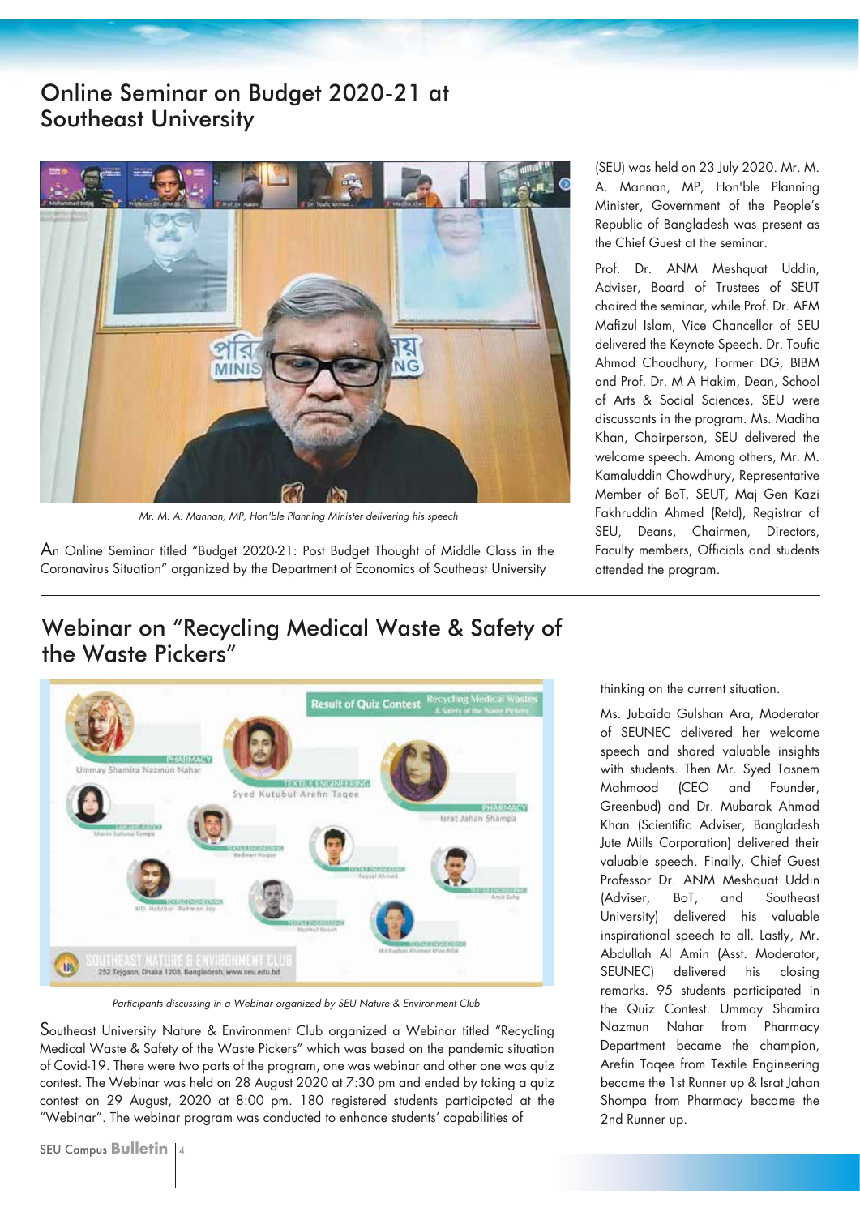## Online Seminar on Budget 2020-21 at Southeast University

*Mr. M. A. Mannan, MP, Hon'ble Planning Minister delivering his speech*

An Online Seminar titled "Budget 2020-21: Post Budget Thought of Middle Class in the Coronavirus Situation" organized by the Department of Economics of Southeast University (SEU) was held on 23 July 2020. Mr. M. A. Mannan, MP, Hon'ble Planning Minister, Government of the People's Republic of Bangladesh was present as the Chief Guest at the seminar.

Prof. Dr. ANM Meshquat Uddin, Adviser, Board of Trustees of SEUT chaired the seminar, while Prof. Dr. AFM Mafizul Islam, Vice Chancellor of SEU delivered the Keynote Speech. Dr. Toufic Ahmad Choudhury, Former DG, BIBM and Prof. Dr. M A Hakim, Dean, School of Arts & Social Sciences, SEU were discussants in the program. Ms. Madiha Khan, Chairperson, SEU delivered the welcome speech. Among others, Mr. M. Kamaluddin Chowdhury, Representative Member of BoT, SEUT, Maj Gen Kazi Fakhruddin Ahmed (Retd), Registrar of SEU, Deans, Chairmen, Directors, Faculty members, Officials and students attended the program.

## Webinar on "Recycling Medical Waste & Safety of the Waste Pickers"

*Participants discussing in a Webinar organized by SEU Nature & Environment Club*

Southeast University Nature & Environment Club organized a Webinar titled "Recycling Medical Waste & Safety of the Waste Pickers" which was based on the pandemic situation of Covid-19. There were two parts of the program, one was webinar and other one was quiz contest. The Webinar was held on 28 August 2020 at 7:30 pm and ended by taking a quiz contest on 29 August, 2020 at 8:00 pm. 180 registered students participated at the "Webinar". The webinar program was conducted to enhance students' capabilities of thinking on the current situation.

Ms. Jubaida Gulshan Ara, Moderator of SEUNEC delivered her welcome speech and shared valuable insights with students. Then Mr. Syed Tasnem Mahmood (CEO and Founder, Greenbud) and Dr. Mubarak Ahmad Khan (Scientific Adviser, Bangladesh Jute Mills Corporation) delivered their valuable speech. Finally, Chief Guest Professor Dr. ANM Meshquat Uddin (Adviser, BoT, and Southeast University) delivered his valuable inspirational speech to all. Lastly, Mr. Abdullah Al Amin (Asst. Moderator, SEUNEC) delivered his closing remarks. 95 students participated in the Quiz Contest. Ummay Shamira Nazmun Nahar from Pharmacy Department became the champion, Arefin Taqee from Textile Engineering became the 1st Runner up & Israt Jahan Shompa from Pharmacy became the 2nd Runner up.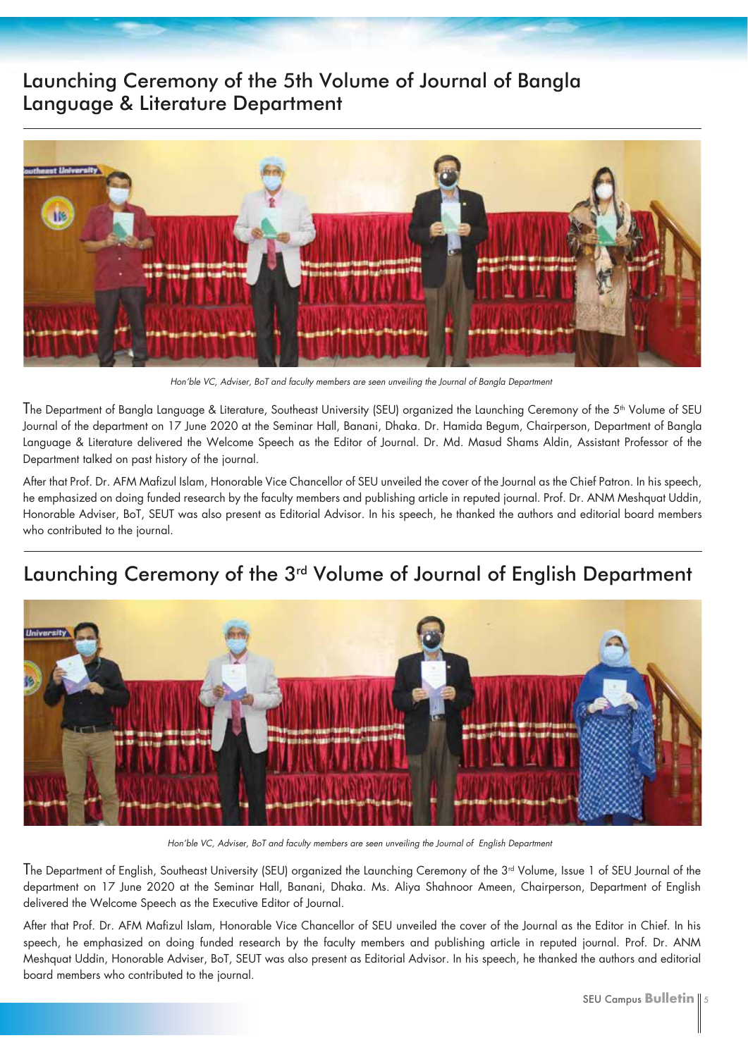## Launching Ceremony of the 5th Volume of Journal of Bangla Language & Literature Department

*Hon'ble VC, Adviser, BoT and faculty members are seen unveiling the Journal of Bangla Department*

The Department of Bangla Language & Literature, Southeast University (SEU) organized the Launching Ceremony of the 5th Volume of SEU Journal of the department on 17 June 2020 at the Seminar Hall, Banani, Dhaka. Dr. Hamida Begum, Chairperson, Department of Bangla Language & Literature delivered the Welcome Speech as the Editor of Journal. Dr. Md. Masud Shams Aldin, Assistant Professor of the Department talked on past history of the journal.

After that Prof. Dr. AFM Mafizul Islam, Honorable Vice Chancellor of SEU unveiled the cover of the Journal as the Chief Patron. In his speech, he emphasized on doing funded research by the faculty members and publishing article in reputed journal. Prof. Dr. ANM Meshquat Uddin, Honorable Adviser, BoT, SEUT was also present as Editorial Advisor. In his speech, he thanked the authors and editorial board members who contributed to the journal.

## Launching Ceremony of the 3rd Volume of Journal of English Department

*Hon'ble VC, Adviser, BoT and faculty members are seen unveiling the Journal of English Department*

The Department of English, Southeast University (SEU) organized the Launching Ceremony of the 3rd Volume, Issue 1 of SEU Journal of the department on 17 June 2020 at the Seminar Hall, Banani, Dhaka. Ms. Aliya Shahnoor Ameen, Chairperson, Department of English delivered the Welcome Speech as the Executive Editor of Journal.

After that Prof. Dr. AFM Mafizul Islam, Honorable Vice Chancellor of SEU unveiled the cover of the Journal as the Editor in Chief. In his speech, he emphasized on doing funded research by the faculty members and publishing article in reputed journal. Prof. Dr. ANM Meshquat Uddin, Honorable Adviser, BoT, SEUT was also present as Editorial Advisor. In his speech, he thanked the authors and editorial board members who contributed to the journal.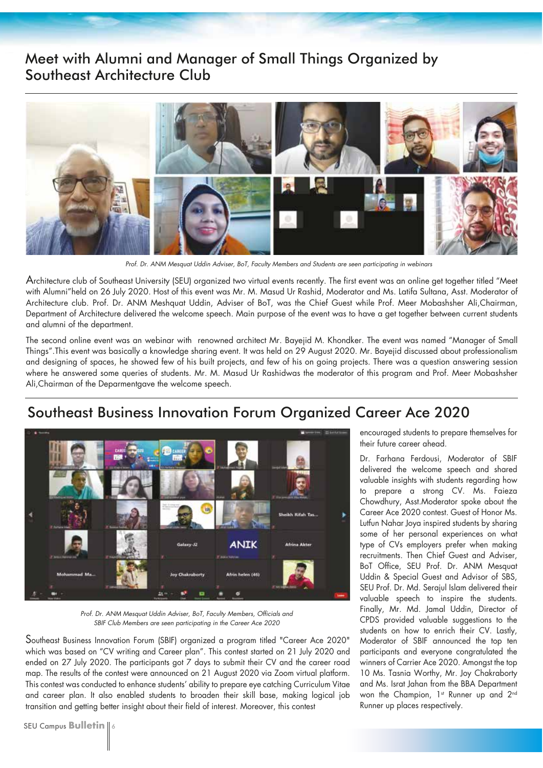# Meet with Alumni and Manager of Small Things Organized by Southeast Architecture Club

*Prof. Dr. ANM Mesquat Uddin Adviser, BoT, Faculty Members and Students are seen participating in webinars*

Architecture club of Southeast University (SEU) organized two virtual events recently. The first event was an online get together titled "Meet with Alumni"held on 26 July 2020. Host of this event was Mr. M. Masud Ur Rashid, Moderator and Ms. Latifa Sultana, Asst. Moderator of Architecture club. Prof. Dr. ANM Meshquat Uddin, Adviser of BoT, was the Chief Guest while Prof. Meer Mobashsher Ali,Chairman, Department of Architecture delivered the welcome speech. Main purpose of the event was to have a get together between current students and alumni of the department.

The second online event was an webinar with renowned architect Mr. Bayejid M. Khondker. The event was named "Manager of Small Things".This event was basically a knowledge sharing event. It was held on 29 August 2020. Mr. Bayejid discussed about professionalism and designing of spaces, he showed few of his built projects, and few of his on going projects. There was a question answering session where he answered some queries of students. Mr. M. Masud Ur Rashidwas the moderator of this program and Prof. Meer Mobashsher Ali,Chairman of the Deparmentgave the welcome speech.

# Southeast Business Innovation Forum Organized Career Ace 2020

*Prof. Dr. ANM Mesquat Uddin Adviser, BoT, Faculty Members, Officials and SBIF Club Members are seen participating in the Career Ace 2020*

Southeast Business Innovation Forum (SBIF) organized a program titled "Career Ace 2020" which was based on "CV writing and Career plan". This contest started on 21 July 2020 and ended on 27 July 2020. The participants got 7 days to submit their CV and the career road map. The results of the contest were announced on 21 August 2020 via Zoom virtual platform. This contest was conducted to enhance students' ability to prepare eye catching Curriculum Vitae and career plan. It also enabled students to broaden their skill base, making logical job transition and getting better insight about their field of interest. Moreover, this contest encouraged students to prepare themselves for their future career ahead.

Dr. Farhana Ferdousi, Moderator of SBIF delivered the welcome speech and shared valuable insights with students regarding how to prepare a strong CV. Ms. Faieza Chowdhury, Asst.Moderator spoke about the Career Ace 2020 contest. Guest of Honor Ms. Lutfun Nahar Joya inspired students by sharing some of her personal experiences on what type of CVs employers prefer when making recruitments. Then Chief Guest and Adviser, BoT Office, SEU Prof. Dr. ANM Mesquat Uddin & Special Guest and Advisor of SBS, SEU Prof. Dr. Md. Serajul Islam delivered their valuable speech to inspire the students. Finally, Mr. Md. Jamal Uddin, Director of CPDS provided valuable suggestions to the students on how to enrich their CV. Lastly, Moderator of SBIF announced the top ten participants and everyone congratulated the winners of Carrier Ace 2020. Amongst the top 10 Ms. Tasnia Worthy, Mr. Joy Chakraborty and Ms. Israt Jahan from the BBA Department won the Champion, 1st Runner up and 2nd Runner up places respectively.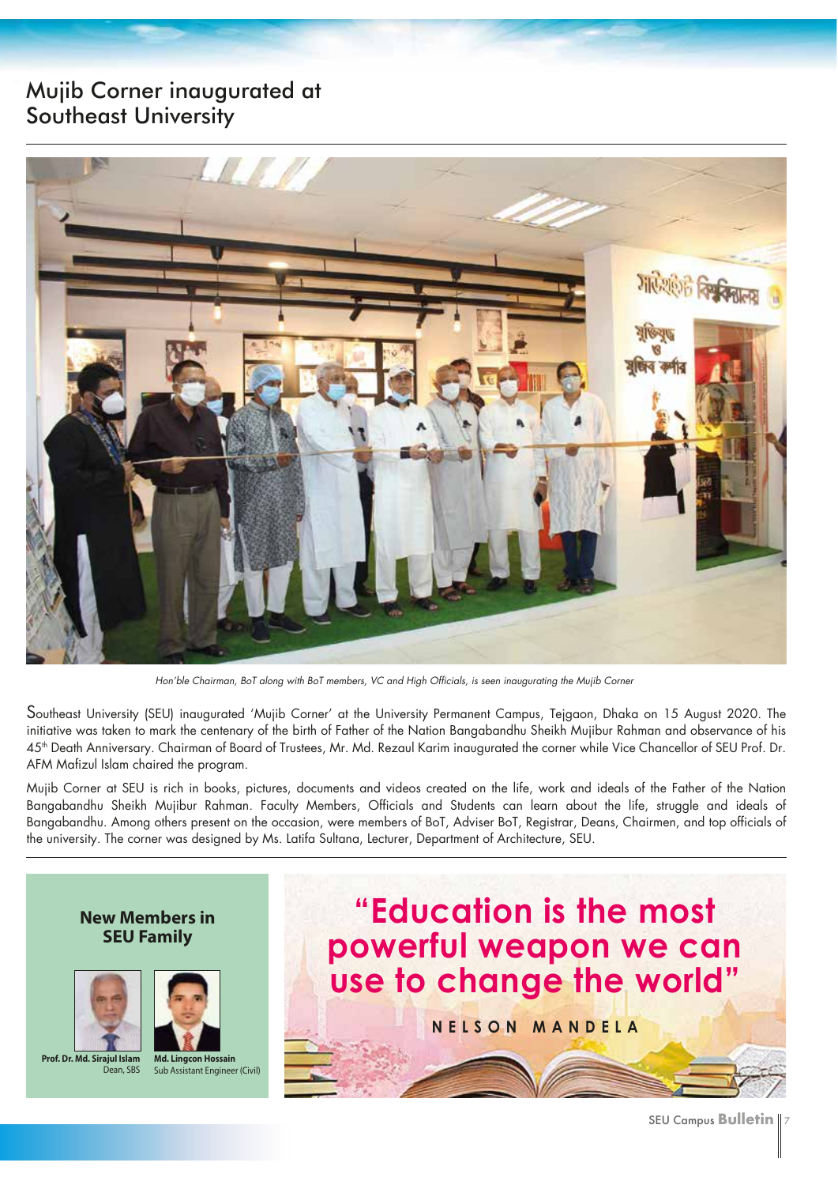# Mujib Corner inaugurated at Southeast University

*Hon'ble Chairman, BoT along with BoT members, VC and High Officials, is seen inaugurating the Mujib Corner*

Southeast University (SEU) inaugurated 'Mujib Corner' at the University Permanent Campus, Tejgaon, Dhaka on 15 August 2020. The initiative was taken to mark the centenary of the birth of Father of the Nation Bangabandhu Sheikh Mujibur Rahman and observance of his 45th Death Anniversary. Chairman of Board of Trustees, Mr. Md. Rezaul Karim inaugurated the corner while Vice Chancellor of SEU Prof. Dr. AFM Mafizul Islam chaired the program.

Mujib Corner at SEU is rich in books, pictures, documents and videos created on the life, work and ideals of the Father of the Nation Bangabandhu Sheikh Mujibur Rahman. Faculty Members, Officials and Students can learn about the life, struggle and ideals of Bangabandhu. Among others present on the occasion, were members of BoT, Adviser BoT, Registrar, Deans, Chairmen, and top officials of the university. The corner was designed by Ms. Latifa Sultana, Lecturer, Department of Architecture, SEU.

## New Members in SEU Family

**Prof. Dr. Md. Sirajul Islam**
Dean, SBS

**Md. Lingcon Hossain**
Sub Assistant Engineer (Civil)

## "Education is the most powerful weapon we can use to change the world"

**NELSON MANDELA**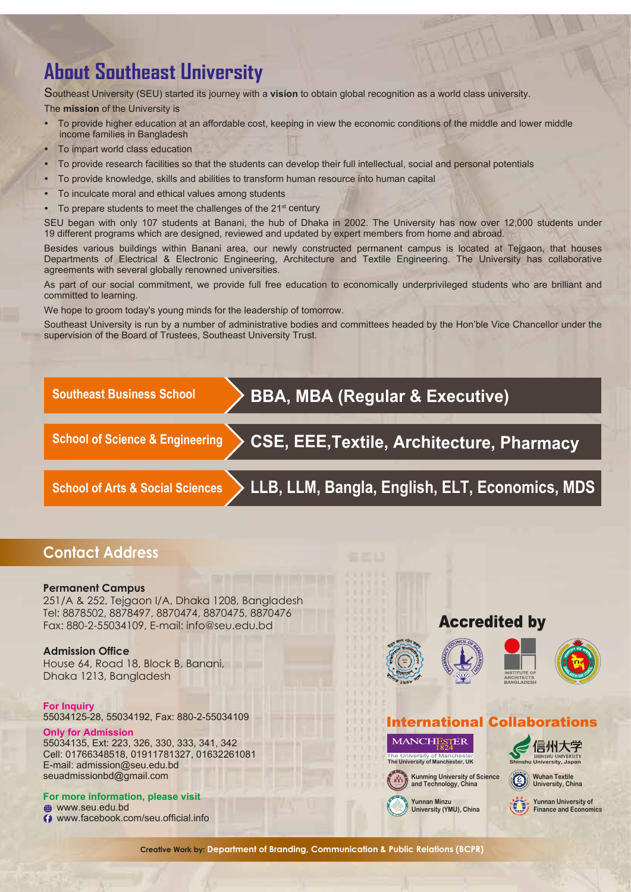# About Southeast University

Southeast University (SEU) started its journey with a **vision** to obtain global recognition as a world class university.

The **mission** of the University is

- To provide higher education at an affordable cost, keeping in view the economic conditions of the middle and lower middle income families in Bangladesh
- To impart world class education
- To provide research facilities so that the students can develop their full intellectual, social and personal potentials
- To provide knowledge, skills and abilities to transform human resource into human capital
- To inculcate moral and ethical values among students
- To prepare students to meet the challenges of the 21st century

SEU began with only 107 students at Banani, the hub of Dhaka in 2002. The University has now over 12,000 students under 19 different programs which are designed, reviewed and updated by expert members from home and abroad.

Besides various buildings within Banani area, our newly constructed permanent campus is located at Tejgaon, that houses Departments of Electrical & Electronic Engineering, Architecture and Textile Engineering. The University has collaborative agreements with several globally renowned universities.

As part of our social commitment, we provide full free education to economically underprivileged students who are brilliant and committed to learning.

We hope to groom today's young minds for the leadership of tomorrow.

Southeast University is run by a number of administrative bodies and committees headed by the Hon'ble Vice Chancellor under the supervision of the Board of Trustees, Southeast University Trust.

| | |
|---|---|
| Southeast Business School | BBA, MBA (Regular & Executive) |
| School of Science & Engineering | CSE, EEE,Textile, Architecture, Pharmacy |
| School of Arts & Social Sciences | LLB, LLM, Bangla, English, ELT, Economics, MDS |

## Contact Address

**Permanent Campus**
251/A & 252, Tejgaon I/A, Dhaka 1208, Bangladesh
Tel: 8878502, 8878497, 8870474, 8870475, 8870476
Fax: 880-2-55034109, E-mail: info@seu.edu.bd

**Admission Office**
House 64, Road 18, Block B, Banani,
Dhaka 1213, Bangladesh

**For Inquiry**
55034125-28, 55034192, Fax: 880-2-55034109

**Only for Admission**
55034135, Ext: 223, 326, 330, 333, 341, 342
Cell: 01766348518, 01911781327, 01632261081
E-mail: admission@seu.edu.bd
seuadmissionbd@gmail.com

**For more information, please visit**
www.seu.edu.bd
www.facebook.com/seu.official.info

## Accredited by

INSTITUTE OF ARCHITECTS BANGLADESH

## International Collaborations

- The University of Manchester, UK
- Shinshu University, Japan
- Kunming University of Science and Technology, China
- Wuhan Textile University, China
- Yunnan Minzu University (YMU), China
- Yunnan University of Finance and Economics

Creative Work by: Department of Branding, Communication & Public Relations (BCPR)